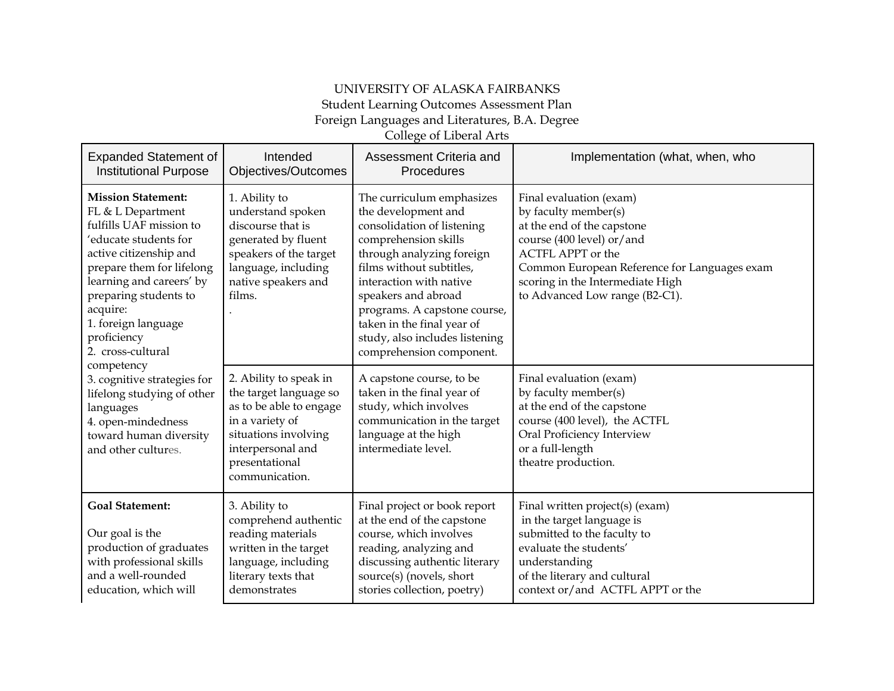UNIVERSITY OF ALASKA FAIRBANKS
Student Learning Outcomes Assessment Plan
Foreign Languages and Literatures, B.A. Degree
College of Liberal Arts

| Expanded Statement of Institutional Purpose | Intended Objectives/Outcomes | Assessment Criteria and Procedures | Implementation (what, when, who |
|---|---|---|---|
| **Mission Statement:** FL & L Department fulfills UAF mission to 'educate students for active citizenship and prepare them for lifelong learning and careers' by preparing students to acquire: 1. foreign language proficiency 2. cross-cultural competency 3. cognitive strategies for lifelong studying of other languages 4. open-mindedness toward human diversity and other cultures. | 1. Ability to understand spoken discourse that is generated by fluent speakers of the target language, including native speakers and films. . | The curriculum emphasizes the development and consolidation of listening comprehension skills through analyzing foreign films without subtitles, interaction with native speakers and abroad programs. A capstone course, taken in the final year of study, also includes listening comprehension component. | Final evaluation (exam) by faculty member(s) at the end of the capstone course (400 level) or/and ACTFL APPT or the Common European Reference for Languages exam scoring in the Intermediate High to Advanced Low range (B2-C1). |
| | 2. Ability to speak in the target language so as to be able to engage in a variety of situations involving interpersonal and presentational communication. | A capstone course, to be taken in the final year of study, which involves communication in the target language at the high intermediate level. | Final evaluation (exam) by faculty member(s) at the end of the capstone course (400 level), the ACTFL Oral Proficiency Interview or a full-length theatre production. |
| **Goal Statement:** Our goal is the production of graduates with professional skills and a well-rounded education, which will | 3. Ability to comprehend authentic reading materials written in the target language, including literary texts that demonstrates | Final project or book report at the end of the capstone course, which involves reading, analyzing and discussing authentic literary source(s) (novels, short stories collection, poetry) | Final written project(s) (exam) in the target language is submitted to the faculty to evaluate the students' understanding of the literary and cultural context or/and ACTFL APPT or the |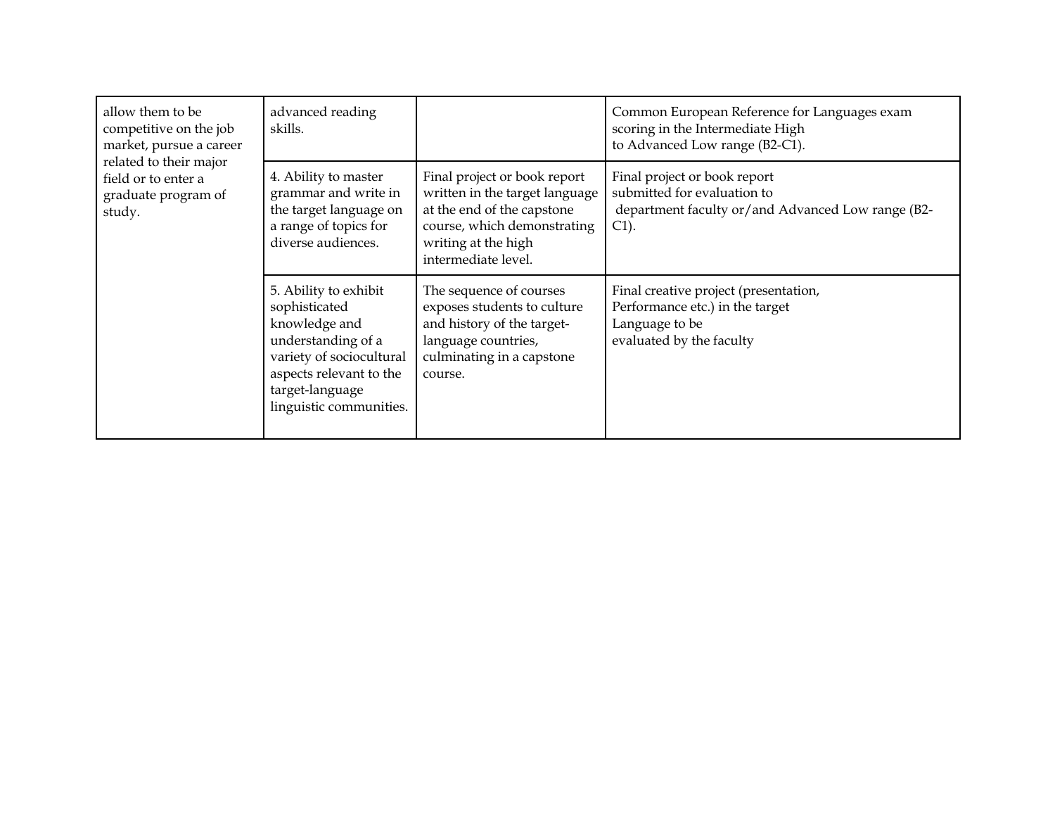| | | | |
|---|---|---|---|
| allow them to be competitive on the job market, pursue a career related to their major field or to enter a graduate program of study. | advanced reading skills. | | Common European Reference for Languages exam scoring in the Intermediate High to Advanced Low range (B2-C1). |
| | 4. Ability to master grammar and write in the target language on a range of topics for diverse audiences. | Final project or book report written in the target language at the end of the capstone course, which demonstrating writing at the high intermediate level. | Final project or book report submitted for evaluation to department faculty or/and Advanced Low range (B2-C1). |
| | 5. Ability to exhibit sophisticated knowledge and understanding of a variety of sociocultural aspects relevant to the target-language linguistic communities. | The sequence of courses exposes students to culture and history of the target-language countries, culminating in a capstone course. | Final creative project (presentation, Performance etc.) in the target Language to be evaluated by the faculty |